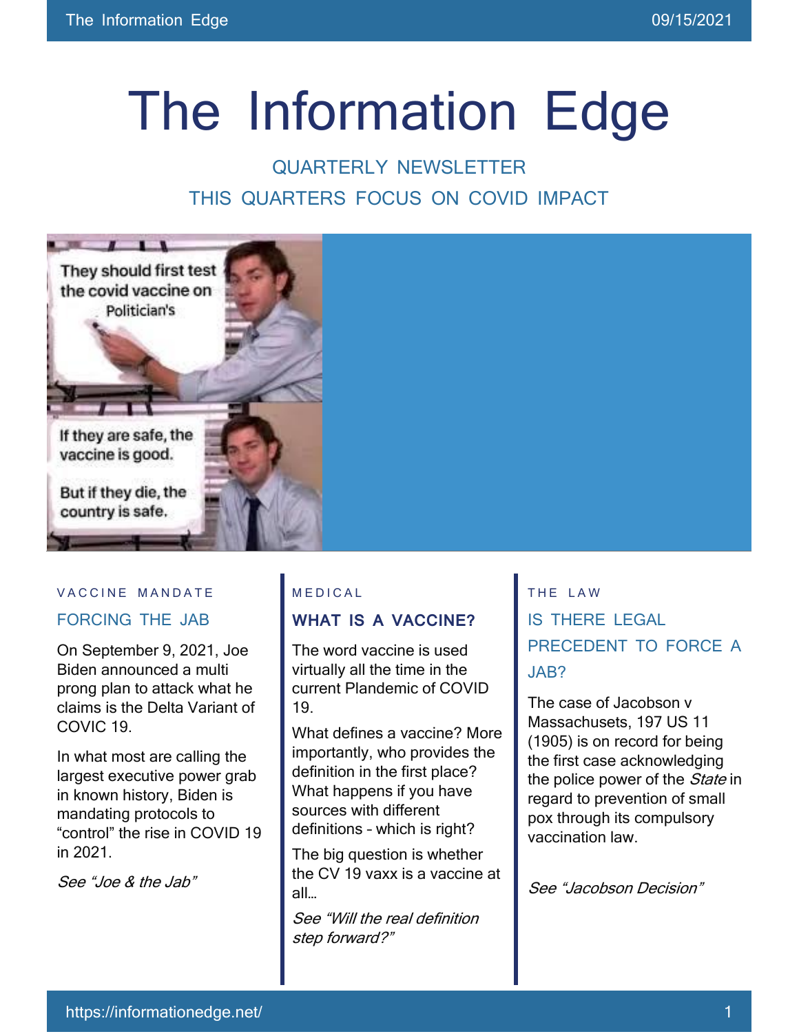# The Information Edge

QUARTERLY NEWSLETTER

THIS QUARTERS FOCUS ON COVID IMPACT

They should first test the covid vaccine on Politician's

If they are safe, the vaccine is good.

But if they die, the country is safe.

VACCINE MANDATE

## FORCING THE JAB

On September 9, 2021, Joe Biden announced a multi prong plan to attack what he claims is the Delta Variant of COVIC 19.

In what most are calling the largest executive power grab in known history, Biden is mandating protocols to "control" the rise in COVID 19 in 2021.

*See "Joe & the Jab"*

MEDICAL

## WHAT IS A VACCINE?

The word vaccine is used virtually all the time in the current Plandemic of COVID 19.

What defines a vaccine? More importantly, who provides the definition in the first place? What happens if you have sources with different definitions – which is right?

The big question is whether the CV 19 vaxx is a vaccine at all…

*See "Will the real definition step forward?"*

THE LAW

## IS THERE LEGAL PRECEDENT TO FORCE A JAB?

The case of Jacobson v Massachusets, 197 US 11 (1905) is on record for being the first case acknowledging the police power of the *State* in regard to prevention of small pox through its compulsory vaccination law.

*See "Jacobson Decision"*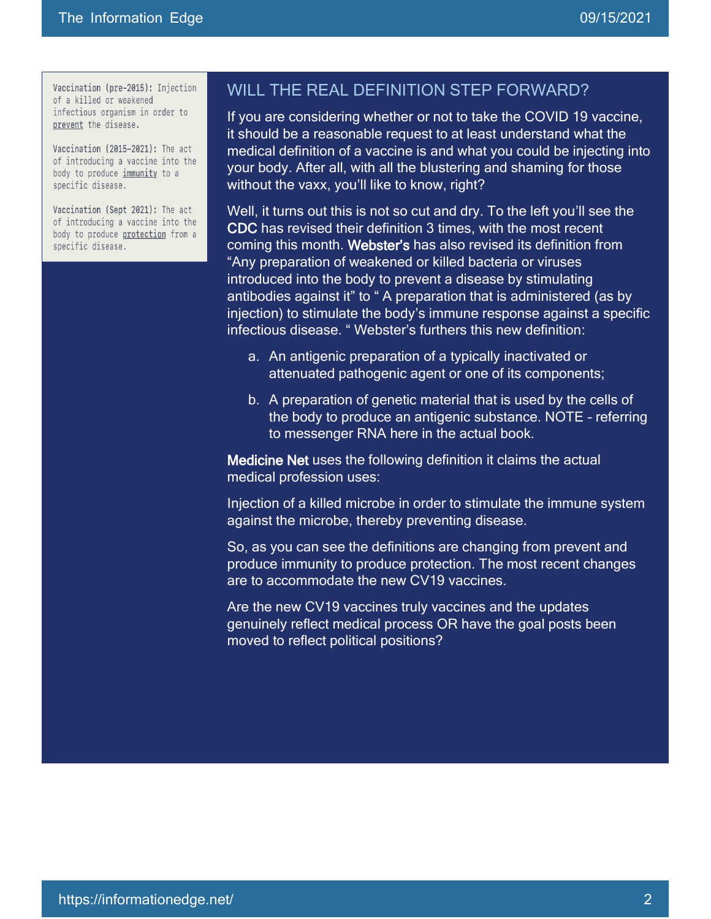**Vaccination (pre-2015):** Injection of a killed or weakened infectious organism in order to prevent the disease.

**Vaccination (2015-2021):** The act of introducing a vaccine into the body to produce immunity to a specific disease.

**Vaccination (Sept 2021):** The act of introducing a vaccine into the body to produce protection from a specific disease.

## WILL THE REAL DEFINITION STEP FORWARD?

If you are considering whether or not to take the COVID 19 vaccine, it should be a reasonable request to at least understand what the medical definition of a vaccine is and what you could be injecting into your body. After all, with all the blustering and shaming for those without the vaxx, you'll like to know, right?

Well, it turns out this is not so cut and dry. To the left you'll see the **CDC** has revised their definition 3 times, with the most recent coming this month. **Webster's** has also revised its definition from "Any preparation of weakened or killed bacteria or viruses introduced into the body to prevent a disease by stimulating antibodies against it" to " A preparation that is administered (as by injection) to stimulate the body's immune response against a specific infectious disease. " Webster's furthers this new definition:

a. An antigenic preparation of a typically inactivated or attenuated pathogenic agent or one of its components;

b. A preparation of genetic material that is used by the cells of the body to produce an antigenic substance. NOTE – referring to messenger RNA here in the actual book.

**Medicine Net** uses the following definition it claims the actual medical profession uses:

Injection of a killed microbe in order to stimulate the immune system against the microbe, thereby preventing disease.

So, as you can see the definitions are changing from prevent and produce immunity to produce protection. The most recent changes are to accommodate the new CV19 vaccines.

Are the new CV19 vaccines truly vaccines and the updates genuinely reflect medical process OR have the goal posts been moved to reflect political positions?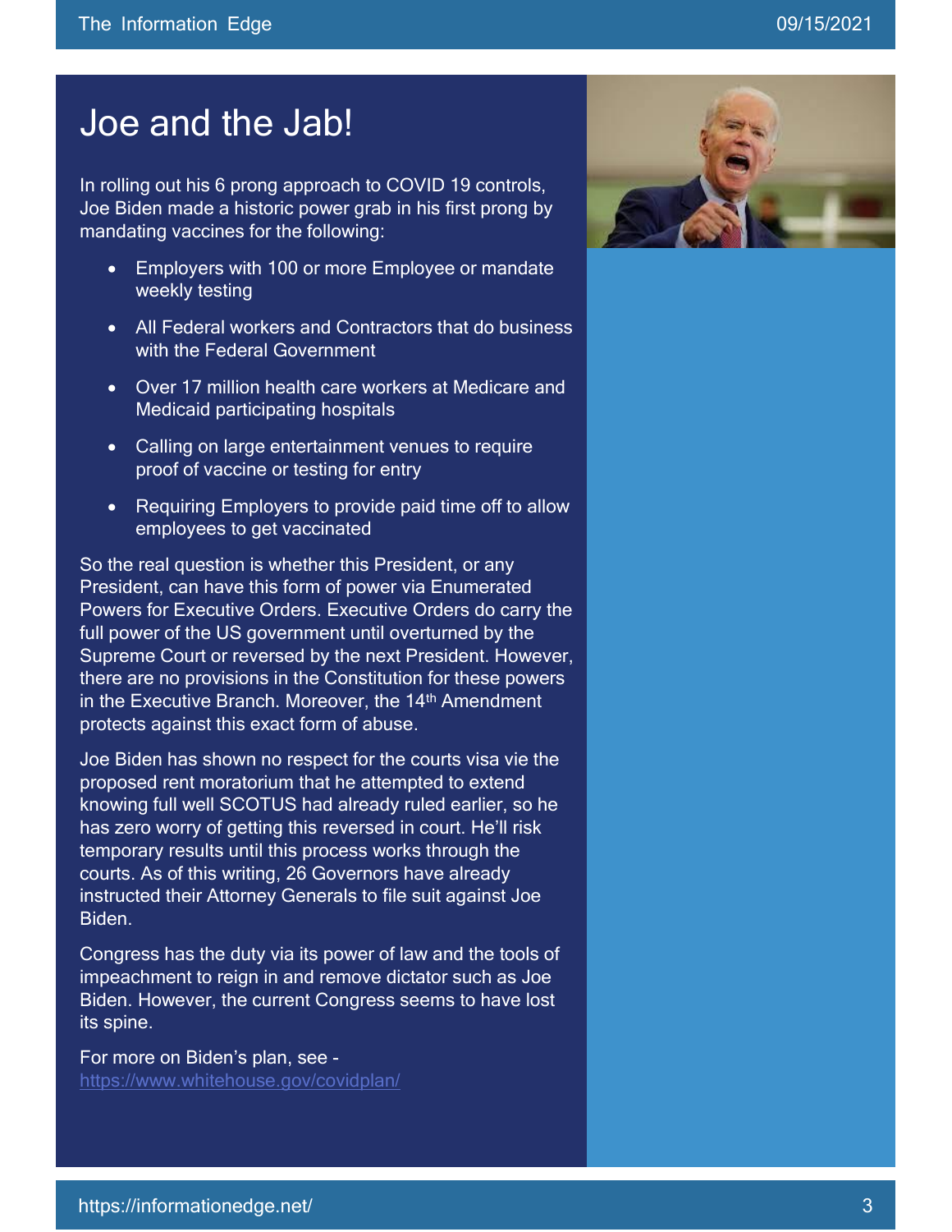# Joe and the Jab!

In rolling out his 6 prong approach to COVID 19 controls, Joe Biden made a historic power grab in his first prong by mandating vaccines for the following:

- Employers with 100 or more Employee or mandate weekly testing
- All Federal workers and Contractors that do business with the Federal Government
- Over 17 million health care workers at Medicare and Medicaid participating hospitals
- Calling on large entertainment venues to require proof of vaccine or testing for entry
- Requiring Employers to provide paid time off to allow employees to get vaccinated

So the real question is whether this President, or any President, can have this form of power via Enumerated Powers for Executive Orders. Executive Orders do carry the full power of the US government until overturned by the Supreme Court or reversed by the next President. However, there are no provisions in the Constitution for these powers in the Executive Branch. Moreover, the 14th Amendment protects against this exact form of abuse.

Joe Biden has shown no respect for the courts visa vie the proposed rent moratorium that he attempted to extend knowing full well SCOTUS had already ruled earlier, so he has zero worry of getting this reversed in court. He'll risk temporary results until this process works through the courts. As of this writing, 26 Governors have already instructed their Attorney Generals to file suit against Joe Biden.

Congress has the duty via its power of law and the tools of impeachment to reign in and remove dictator such as Joe Biden. However, the current Congress seems to have lost its spine.

For more on Biden's plan, see - [https://www.whitehouse.gov/covidplan/](https://www.whitehouse.gov/covidplan/)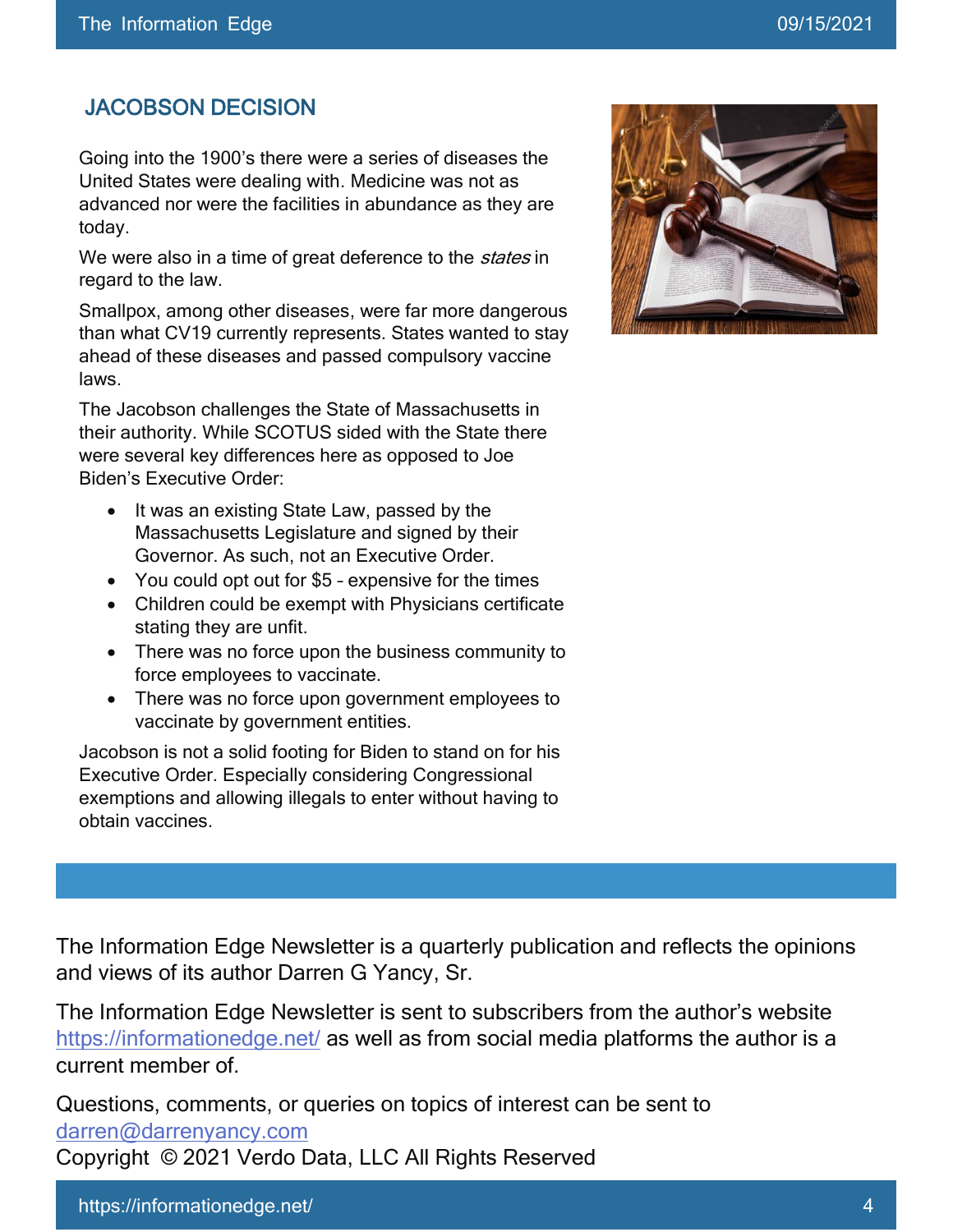## JACOBSON DECISION

Going into the 1900's there were a series of diseases the United States were dealing with. Medicine was not as advanced nor were the facilities in abundance as they are today.

We were also in a time of great deference to the *states* in regard to the law.

Smallpox, among other diseases, were far more dangerous than what CV19 currently represents. States wanted to stay ahead of these diseases and passed compulsory vaccine laws.

The Jacobson challenges the State of Massachusetts in their authority. While SCOTUS sided with the State there were several key differences here as opposed to Joe Biden's Executive Order:

- It was an existing State Law, passed by the Massachusetts Legislature and signed by their Governor. As such, not an Executive Order.
- You could opt out for $5 – expensive for the times
- Children could be exempt with Physicians certificate stating they are unfit.
- There was no force upon the business community to force employees to vaccinate.
- There was no force upon government employees to vaccinate by government entities.

Jacobson is not a solid footing for Biden to stand on for his Executive Order. Especially considering Congressional exemptions and allowing illegals to enter without having to obtain vaccines.

The Information Edge Newsletter is a quarterly publication and reflects the opinions and views of its author Darren G Yancy, Sr.

The Information Edge Newsletter is sent to subscribers from the author's website https://informationedge.net/ as well as from social media platforms the author is a current member of.

Questions, comments, or queries on topics of interest can be sent to darren@darrenyancy.com
Copyright © 2021 Verdo Data, LLC All Rights Reserved